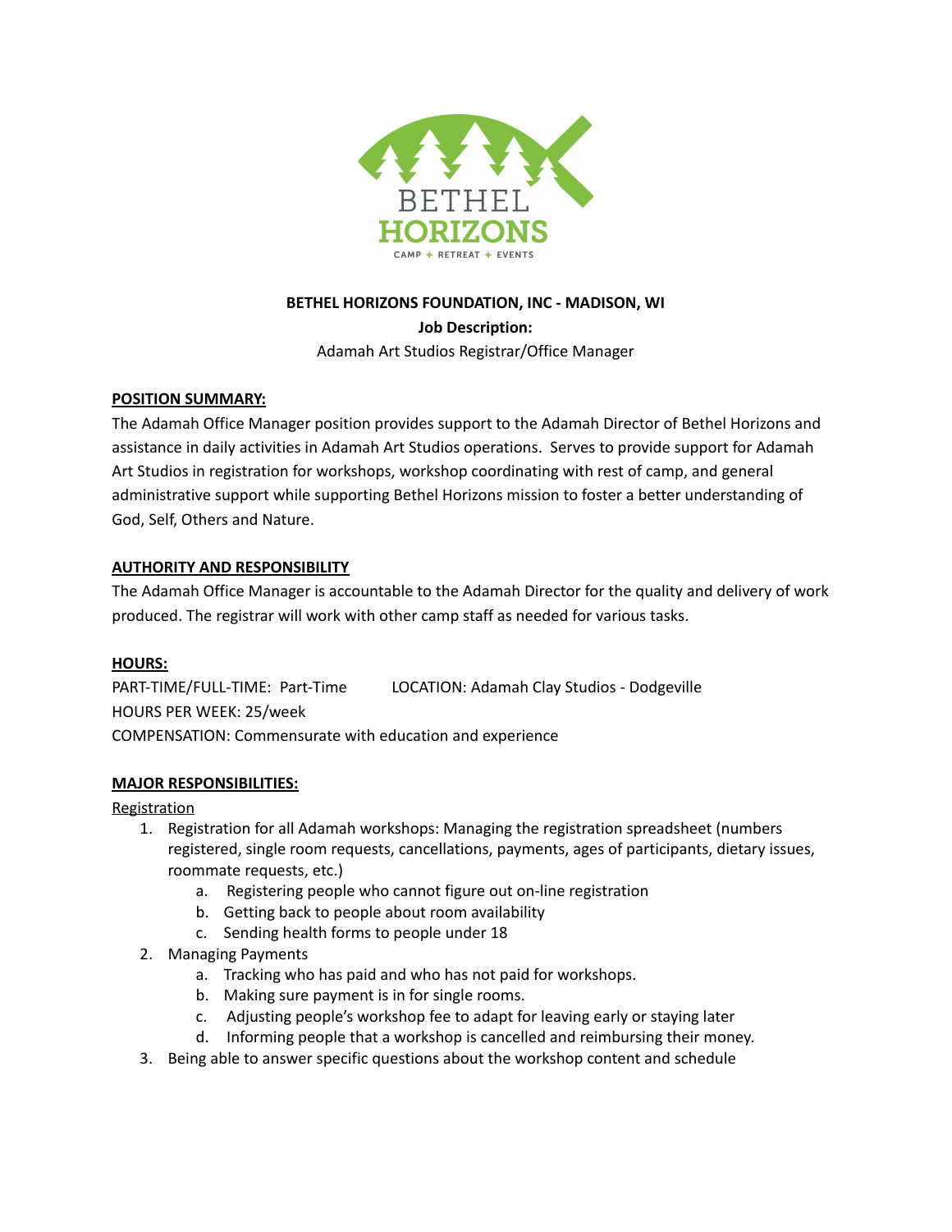**BETHEL HORIZONS FOUNDATION, INC - MADISON, WI**

**Job Description:**

Adamah Art Studios Registrar/Office Manager

## POSITION SUMMARY:

The Adamah Office Manager position provides support to the Adamah Director of Bethel Horizons and assistance in daily activities in Adamah Art Studios operations. Serves to provide support for Adamah Art Studios in registration for workshops, workshop coordinating with rest of camp, and general administrative support while supporting Bethel Horizons mission to foster a better understanding of God, Self, Others and Nature.

## AUTHORITY AND RESPONSIBILITY

The Adamah Office Manager is accountable to the Adamah Director for the quality and delivery of work produced. The registrar will work with other camp staff as needed for various tasks.

## HOURS:

PART-TIME/FULL-TIME: Part-Time LOCATION: Adamah Clay Studios - Dodgeville

HOURS PER WEEK: 25/week

COMPENSATION: Commensurate with education and experience

## MAJOR RESPONSIBILITIES:

Registration

1. Registration for all Adamah workshops: Managing the registration spreadsheet (numbers registered, single room requests, cancellations, payments, ages of participants, dietary issues, roommate requests, etc.)
   a. Registering people who cannot figure out on-line registration
   b. Getting back to people about room availability
   c. Sending health forms to people under 18
2. Managing Payments
   a. Tracking who has paid and who has not paid for workshops.
   b. Making sure payment is in for single rooms.
   c. Adjusting people's workshop fee to adapt for leaving early or staying later
   d. Informing people that a workshop is cancelled and reimbursing their money.
3. Being able to answer specific questions about the workshop content and schedule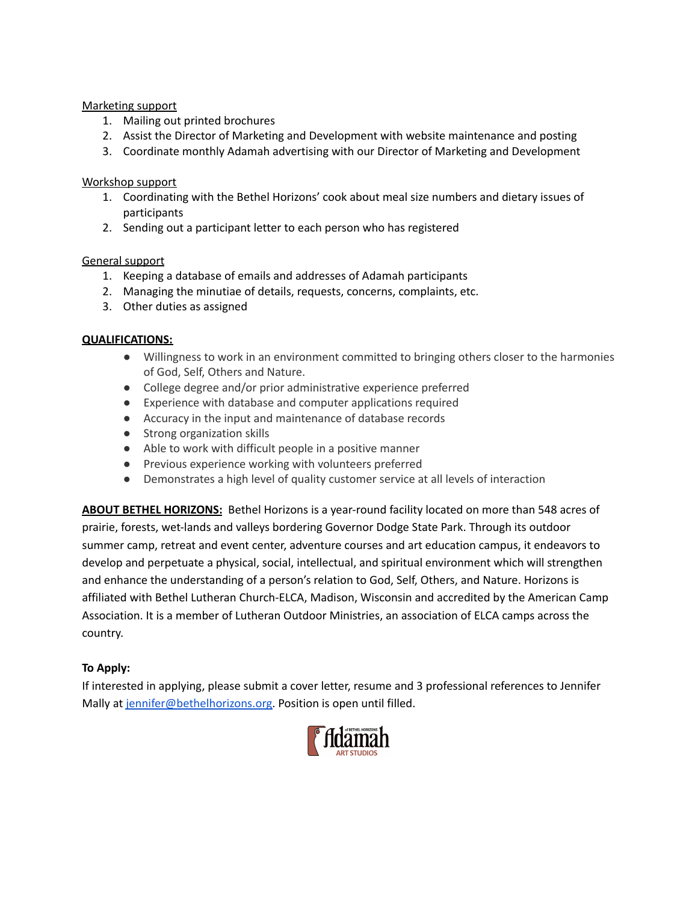Marketing support

1. Mailing out printed brochures
2. Assist the Director of Marketing and Development with website maintenance and posting
3. Coordinate monthly Adamah advertising with our Director of Marketing and Development

Workshop support

1. Coordinating with the Bethel Horizons' cook about meal size numbers and dietary issues of participants
2. Sending out a participant letter to each person who has registered

General support

1. Keeping a database of emails and addresses of Adamah participants
2. Managing the minutiae of details, requests, concerns, complaints, etc.
3. Other duties as assigned

**QUALIFICATIONS:**

- Willingness to work in an environment committed to bringing others closer to the harmonies of God, Self, Others and Nature.
- College degree and/or prior administrative experience preferred
- Experience with database and computer applications required
- Accuracy in the input and maintenance of database records
- Strong organization skills
- Able to work with difficult people in a positive manner
- Previous experience working with volunteers preferred
- Demonstrates a high level of quality customer service at all levels of interaction

**ABOUT BETHEL HORIZONS:** Bethel Horizons is a year-round facility located on more than 548 acres of prairie, forests, wet-lands and valleys bordering Governor Dodge State Park. Through its outdoor summer camp, retreat and event center, adventure courses and art education campus, it endeavors to develop and perpetuate a physical, social, intellectual, and spiritual environment which will strengthen and enhance the understanding of a person's relation to God, Self, Others, and Nature. Horizons is affiliated with Bethel Lutheran Church-ELCA, Madison, Wisconsin and accredited by the American Camp Association. It is a member of Lutheran Outdoor Ministries, an association of ELCA camps across the country.

**To Apply:**

If interested in applying, please submit a cover letter, resume and 3 professional references to Jennifer Mally at jennifer@bethelhorizons.org. Position is open until filled.

Adamah of Bethel Horizons ART STUDIOS